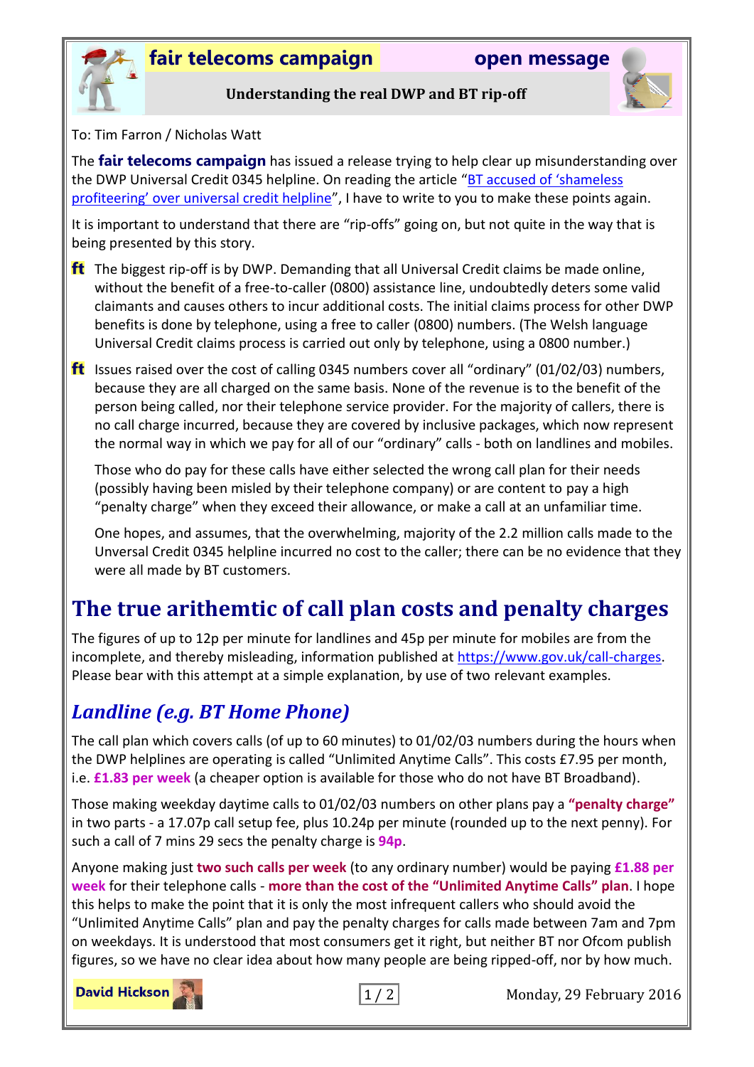# fair telecoms campaign — open message

**Understanding the real DWP and BT rip-off**

To: Tim Farron / Nicholas Watt

The **fair telecoms campaign** has issued a release trying to help clear up misunderstanding over the DWP Universal Credit 0345 helpline. On reading the article "[BT accused of 'shameless profiteering' over universal credit helpline]()", I have to write to you to make these points again.

It is important to understand that there are "rip-offs" going on, but not quite in the way that is being presented by this story.

- The biggest rip-off is by DWP. Demanding that all Universal Credit claims be made online, without the benefit of a free-to-caller (0800) assistance line, undoubtedly deters some valid claimants and causes others to incur additional costs. The initial claims process for other DWP benefits is done by telephone, using a free to caller (0800) numbers. (The Welsh language Universal Credit claims process is carried out only by telephone, using a 0800 number.)

- Issues raised over the cost of calling 0345 numbers cover all "ordinary" (01/02/03) numbers, because they are all charged on the same basis. None of the revenue is to the benefit of the person being called, nor their telephone service provider. For the majority of callers, there is no call charge incurred, because they are covered by inclusive packages, which now represent the normal way in which we pay for all of our "ordinary" calls - both on landlines and mobiles.

  Those who do pay for these calls have either selected the wrong call plan for their needs (possibly having been misled by their telephone company) or are content to pay a high "penalty charge" when they exceed their allowance, or make a call at an unfamiliar time.

  One hopes, and assumes, that the overwhelming, majority of the 2.2 million calls made to the Unversal Credit 0345 helpline incurred no cost to the caller; there can be no evidence that they were all made by BT customers.

## The true arithemtic of call plan costs and penalty charges

The figures of up to 12p per minute for landlines and 45p per minute for mobiles are from the incomplete, and thereby misleading, information published at https://www.gov.uk/call-charges. Please bear with this attempt at a simple explanation, by use of two relevant examples.

### *Landline (e.g. BT Home Phone)*

The call plan which covers calls (of up to 60 minutes) to 01/02/03 numbers during the hours when the DWP helplines are operating is called "Unlimited Anytime Calls". This costs £7.95 per month, i.e. **£1.83 per week** (a cheaper option is available for those who do not have BT Broadband).

Those making weekday daytime calls to 01/02/03 numbers on other plans pay a **"penalty charge"** in two parts - a 17.07p call setup fee, plus 10.24p per minute (rounded up to the next penny). For such a call of 7 mins 29 secs the penalty charge is **94p**.

Anyone making just **two such calls per week** (to any ordinary number) would be paying **£1.88 per week** for their telephone calls - **more than the cost of the "Unlimited Anytime Calls" plan**. I hope this helps to make the point that it is only the most infrequent callers who should avoid the "Unlimited Anytime Calls" plan and pay the penalty charges for calls made between 7am and 7pm on weekdays. It is understood that most consumers get it right, but neither BT nor Ofcom publish figures, so we have no clear idea about how many people are being ripped-off, nor by how much.

**David Hickson** — Monday, 29 February 2016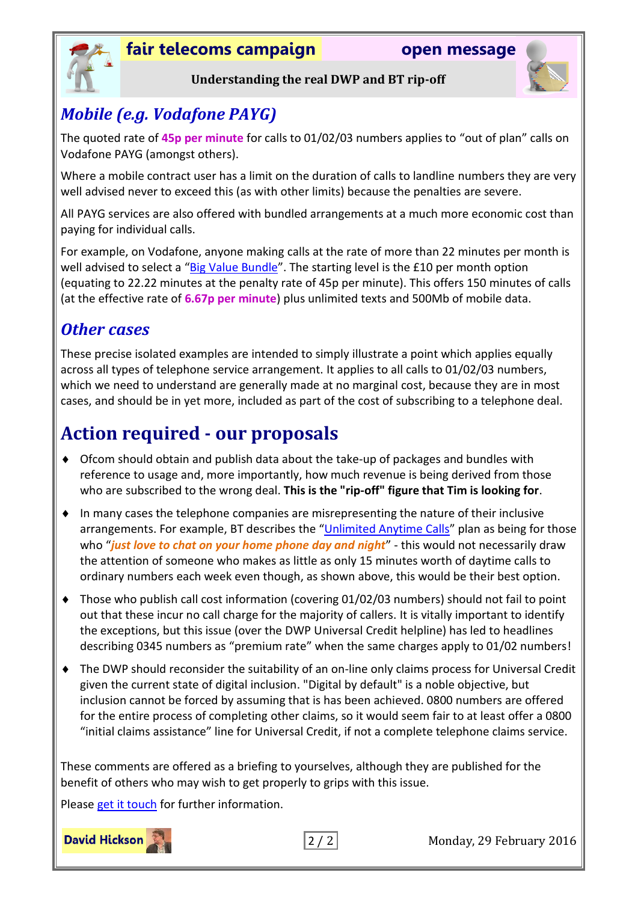## Mobile (e.g. Vodafone PAYG)

The quoted rate of **45p per minute** for calls to 01/02/03 numbers applies to "out of plan" calls on Vodafone PAYG (amongst others).

Where a mobile contract user has a limit on the duration of calls to landline numbers they are very well advised never to exceed this (as with other limits) because the penalties are severe.

All PAYG services are also offered with bundled arrangements at a much more economic cost than paying for individual calls.

For example, on Vodafone, anyone making calls at the rate of more than 22 minutes per month is well advised to select a "Big Value Bundle". The starting level is the £10 per month option (equating to 22.22 minutes at the penalty rate of 45p per minute). This offers 150 minutes of calls (at the effective rate of **6.67p per minute**) plus unlimited texts and 500Mb of mobile data.

## Other cases

These precise isolated examples are intended to simply illustrate a point which applies equally across all types of telephone service arrangement. It applies to all calls to 01/02/03 numbers, which we need to understand are generally made at no marginal cost, because they are in most cases, and should be in yet more, included as part of the cost of subscribing to a telephone deal.

# Action required - our proposals

- Ofcom should obtain and publish data about the take-up of packages and bundles with reference to usage and, more importantly, how much revenue is being derived from those who are subscribed to the wrong deal. **This is the "rip-off" figure that Tim is looking for**.
- In many cases the telephone companies are misrepresenting the nature of their inclusive arrangements. For example, BT describes the "Unlimited Anytime Calls" plan as being for those who "***just love to chat on your home phone day and night***" - this would not necessarily draw the attention of someone who makes as little as only 15 minutes worth of daytime calls to ordinary numbers each week even though, as shown above, this would be their best option.
- Those who publish call cost information (covering 01/02/03 numbers) should not fail to point out that these incur no call charge for the majority of callers. It is vitally important to identify the exceptions, but this issue (over the DWP Universal Credit helpline) has led to headlines describing 0345 numbers as "premium rate" when the same charges apply to 01/02 numbers!
- The DWP should reconsider the suitability of an on-line only claims process for Universal Credit given the current state of digital inclusion. "Digital by default" is a noble objective, but inclusion cannot be forced by assuming that is has been achieved. 0800 numbers are offered for the entire process of completing other claims, so it would seem fair to at least offer a 0800 "initial claims assistance" line for Universal Credit, if not a complete telephone claims service.

These comments are offered as a briefing to yourselves, although they are published for the benefit of others who may wish to get properly to grips with this issue.

Please get it touch for further information.

**David Hickson**

Monday, 29 February 2016